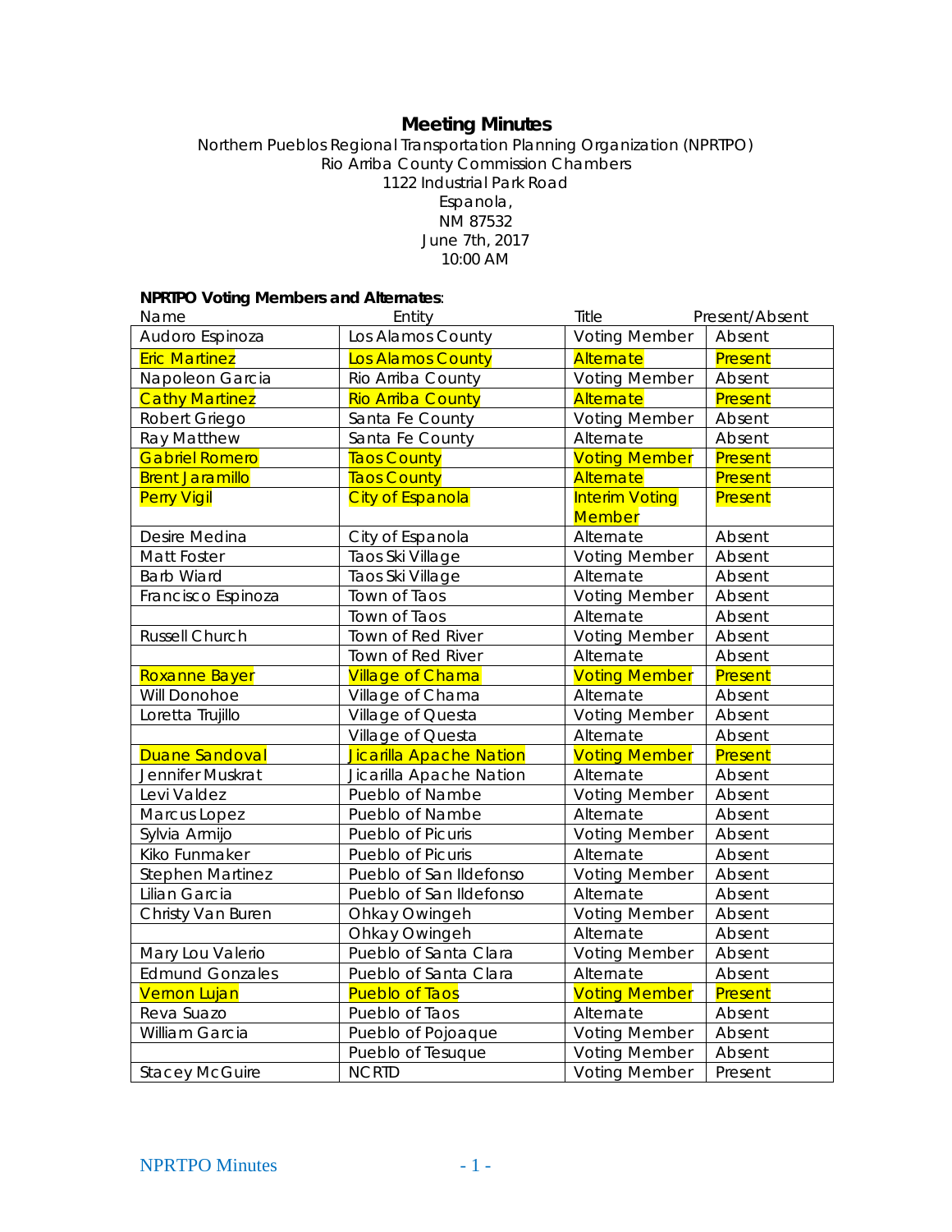# Meeting Minutes

Northern Pueblos Regional Transportation Planning Organization (NPRTPO)
Rio Arriba County Commission Chambers
1122 Industrial Park Road
Espanola,
NM 87532
June 7th, 2017
10:00 AM

**NPRTPO Voting Members and Alternates**:

| Name | Entity | Title | Present/Absent |
|---|---|---|---|
| Audoro Espinoza | Los Alamos County | Voting Member | Absent |
| Eric Martinez | Los Alamos County | Alternate | Present |
| Napoleon Garcia | Rio Arriba County | Voting Member | Absent |
| Cathy Martinez | Rio Arriba County | Alternate | Present |
| Robert Griego | Santa Fe County | Voting Member | Absent |
| Ray Matthew | Santa Fe County | Alternate | Absent |
| Gabriel Romero | Taos County | Voting Member | Present |
| Brent Jaramillo | Taos County | Alternate | Present |
| Perry Vigil | City of Espanola | Interim Voting Member | Present |
| Desire Medina | City of Espanola | Alternate | Absent |
| Matt Foster | Taos Ski Village | Voting Member | Absent |
| Barb Wiard | Taos Ski Village | Alternate | Absent |
| Francisco Espinoza | Town of Taos | Voting Member | Absent |
| | Town of Taos | Alternate | Absent |
| Russell Church | Town of Red River | Voting Member | Absent |
| | Town of Red River | Alternate | Absent |
| Roxanne Bayer | Village of Chama | Voting Member | Present |
| Will Donohoe | Village of Chama | Alternate | Absent |
| Loretta Trujillo | Village of Questa | Voting Member | Absent |
| | Village of Questa | Alternate | Absent |
| Duane Sandoval | Jicarilla Apache Nation | Voting Member | Present |
| Jennifer Muskrat | Jicarilla Apache Nation | Alternate | Absent |
| Levi Valdez | Pueblo of Nambe | Voting Member | Absent |
| Marcus Lopez | Pueblo of Nambe | Alternate | Absent |
| Sylvia Armijo | Pueblo of Picuris | Voting Member | Absent |
| Kiko Funmaker | Pueblo of Picuris | Alternate | Absent |
| Stephen Martinez | Pueblo of San Ildefonso | Voting Member | Absent |
| Lilian Garcia | Pueblo of San Ildefonso | Alternate | Absent |
| Christy Van Buren | Ohkay Owingeh | Voting Member | Absent |
| | Ohkay Owingeh | Alternate | Absent |
| Mary Lou Valerio | Pueblo of Santa Clara | Voting Member | Absent |
| Edmund Gonzales | Pueblo of Santa Clara | Alternate | Absent |
| Vernon Lujan | Pueblo of Taos | Voting Member | Present |
| Reva Suazo | Pueblo of Taos | Alternate | Absent |
| William Garcia | Pueblo of Pojoaque | Voting Member | Absent |
| | Pueblo of Tesuque | Voting Member | Absent |
| Stacey McGuire | NCRTD | Voting Member | Present |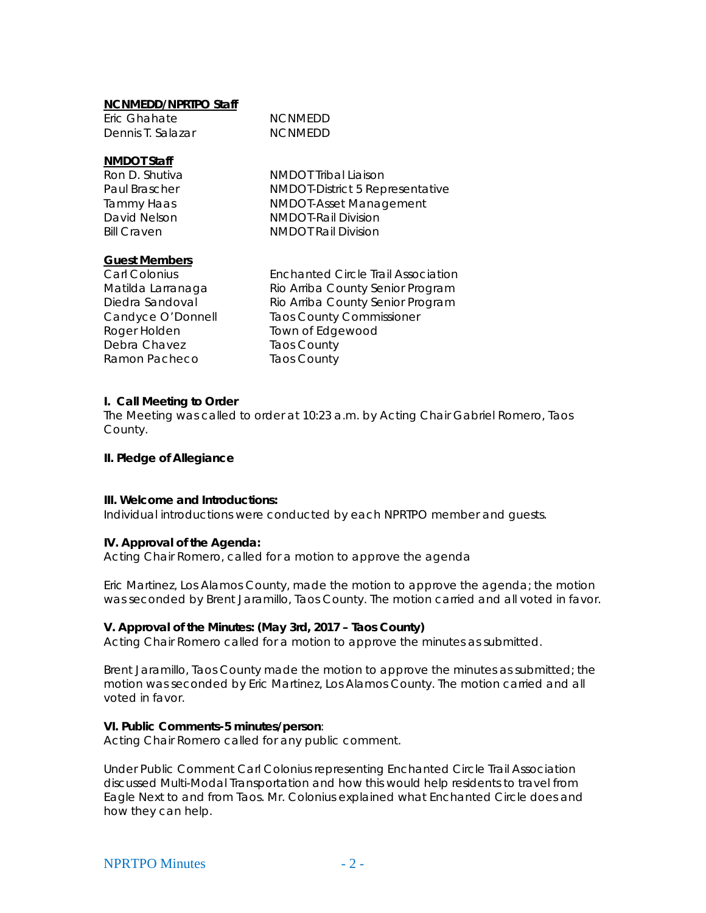**NCNMEDD/NPRTPO Staff**

| | |
|---|---|
| Eric Ghahate | NCNMEDD |
| Dennis T. Salazar | NCNMEDD |

**NMDOT Staff**

| | |
|---|---|
| Ron D. Shutiva | NMDOT Tribal Liaison |
| Paul Brascher | NMDOT-District 5 Representative |
| Tammy Haas | NMDOT-Asset Management |
| David Nelson | NMDOT-Rail Division |
| Bill Craven | NMDOT Rail Division |

**Guest Members**

| | |
|---|---|
| Carl Colonius | Enchanted Circle Trail Association |
| Matilda Larranaga | Rio Arriba County Senior Program |
| Diedra Sandoval | Rio Arriba County Senior Program |
| Candyce O'Donnell | Taos County Commissioner |
| Roger Holden | Town of Edgewood |
| Debra Chavez | Taos County |
| Ramon Pacheco | Taos County |

**I. Call Meeting to Order**

The Meeting was called to order at 10:23 a.m. by Acting Chair Gabriel Romero, Taos County.

**II. Pledge of Allegiance**

**III. Welcome and Introductions:**

Individual introductions were conducted by each NPRTPO member and guests.

**IV. Approval of the Agenda:**

Acting Chair Romero, called for a motion to approve the agenda

Eric Martinez, Los Alamos County, made the motion to approve the agenda; the motion was seconded by Brent Jaramillo, Taos County. The motion carried and all voted in favor.

**V. Approval of the Minutes: (May 3rd, 2017 – Taos County)**

Acting Chair Romero called for a motion to approve the minutes as submitted.

Brent Jaramillo, Taos County made the motion to approve the minutes as submitted; the motion was seconded by Eric Martinez, Los Alamos County. The motion carried and all voted in favor.

**VI. Public Comments-5 minutes/person**:

Acting Chair Romero called for any public comment.

Under Public Comment Carl Colonius representing Enchanted Circle Trail Association discussed Multi-Modal Transportation and how this would help residents to travel from Eagle Next to and from Taos. Mr. Colonius explained what Enchanted Circle does and how they can help.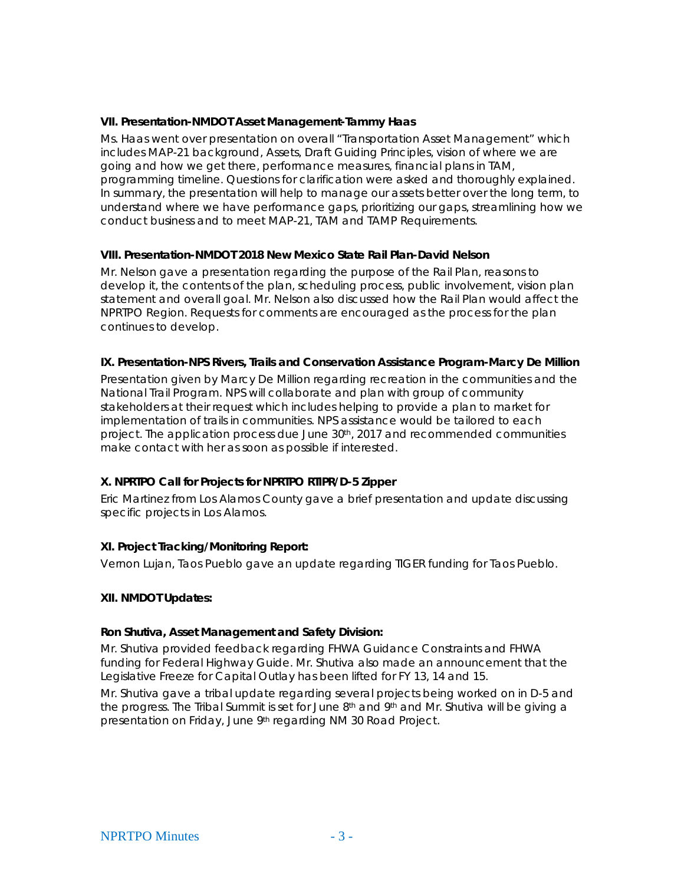### VII. Presentation-NMDOT Asset Management-Tammy Haas

Ms. Haas went over presentation on overall "Transportation Asset Management" which includes MAP-21 background, Assets, Draft Guiding Principles, vision of where we are going and how we get there, performance measures, financial plans in TAM, programming timeline. Questions for clarification were asked and thoroughly explained. In summary, the presentation will help to manage our assets better over the long term, to understand where we have performance gaps, prioritizing our gaps, streamlining how we conduct business and to meet MAP-21, TAM and TAMP Requirements.

### VIII. Presentation-NMDOT 2018 New Mexico State Rail Plan-David Nelson

Mr. Nelson gave a presentation regarding the purpose of the Rail Plan, reasons to develop it, the contents of the plan, scheduling process, public involvement, vision plan statement and overall goal. Mr. Nelson also discussed how the Rail Plan would affect the NPRTPO Region. Requests for comments are encouraged as the process for the plan continues to develop.

### IX. Presentation-NPS Rivers, Trails and Conservation Assistance Program-Marcy De Million

Presentation given by Marcy De Million regarding recreation in the communities and the National Trail Program. NPS will collaborate and plan with group of community stakeholders at their request which includes helping to provide a plan to market for implementation of trails in communities. NPS assistance would be tailored to each project. The application process due June 30th, 2017 and recommended communities make contact with her as soon as possible if interested.

### X. NPRTPO Call for Projects for NPRTPO RTIPR/D-5 Zipper

Eric Martinez from Los Alamos County gave a brief presentation and update discussing specific projects in Los Alamos.

### XI. Project Tracking/Monitoring Report:

Vernon Lujan, Taos Pueblo gave an update regarding TIGER funding for Taos Pueblo.

### XII. NMDOT Updates:

**Ron Shutiva, Asset Management and Safety Division:**

Mr. Shutiva provided feedback regarding FHWA Guidance Constraints and FHWA funding for Federal Highway Guide. Mr. Shutiva also made an announcement that the Legislative Freeze for Capital Outlay has been lifted for FY 13, 14 and 15.

Mr. Shutiva gave a tribal update regarding several projects being worked on in D-5 and the progress. The Tribal Summit is set for June 8th and 9th and Mr. Shutiva will be giving a presentation on Friday, June 9th regarding NM 30 Road Project.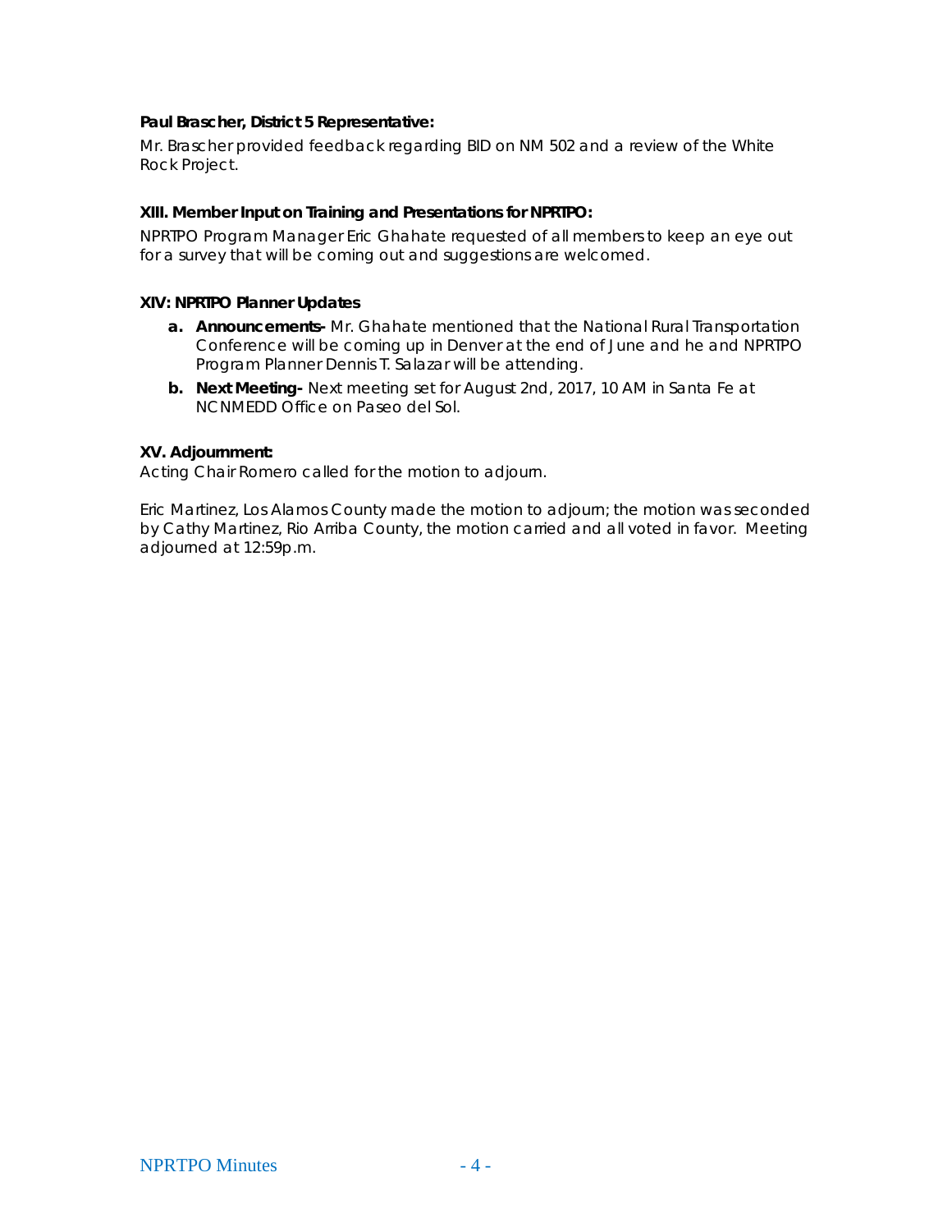**Paul Brascher, District 5 Representative:**

Mr. Brascher provided feedback regarding BID on NM 502 and a review of the White Rock Project.

**XIII. Member Input on Training and Presentations for NPRTPO:**

NPRTPO Program Manager Eric Ghahate requested of all members to keep an eye out for a survey that will be coming out and suggestions are welcomed.

**XIV: NPRTPO Planner Updates**

a. **Announcements-** Mr. Ghahate mentioned that the National Rural Transportation Conference will be coming up in Denver at the end of June and he and NPRTPO Program Planner Dennis T. Salazar will be attending.

b. **Next Meeting-** Next meeting set for August 2nd, 2017, 10 AM in Santa Fe at NCNMEDD Office on Paseo del Sol.

**XV. Adjournment:**

Acting Chair Romero called for the motion to adjourn.

Eric Martinez, Los Alamos County made the motion to adjourn; the motion was seconded by Cathy Martinez, Rio Arriba County, the motion carried and all voted in favor. Meeting adjourned at 12:59p.m.